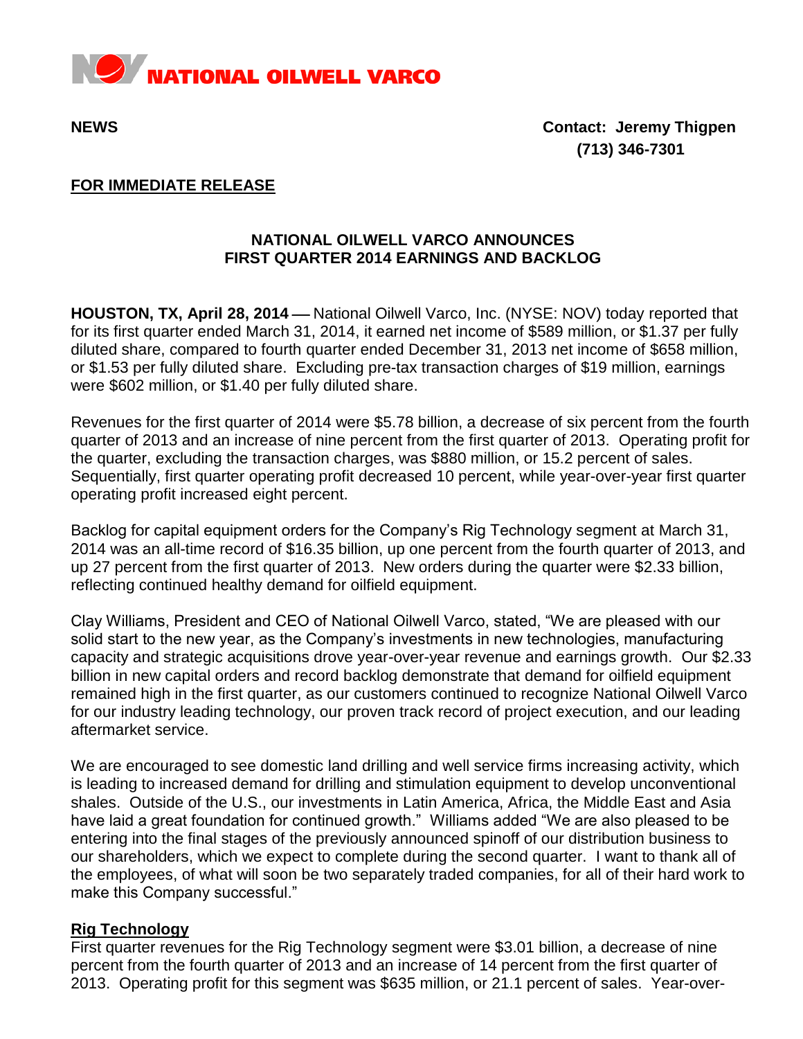NATIONAL OILWELL VARCO

**NEWS** **Contact: Jeremy Thigpen**
**(713) 346-7301**

**FOR IMMEDIATE RELEASE**

## NATIONAL OILWELL VARCO ANNOUNCES FIRST QUARTER 2014 EARNINGS AND BACKLOG

**HOUSTON, TX, April 28, 2014** — National Oilwell Varco, Inc. (NYSE: NOV) today reported that for its first quarter ended March 31, 2014, it earned net income of $589 million, or $1.37 per fully diluted share, compared to fourth quarter ended December 31, 2013 net income of $658 million, or $1.53 per fully diluted share. Excluding pre-tax transaction charges of $19 million, earnings were $602 million, or $1.40 per fully diluted share.

Revenues for the first quarter of 2014 were $5.78 billion, a decrease of six percent from the fourth quarter of 2013 and an increase of nine percent from the first quarter of 2013. Operating profit for the quarter, excluding the transaction charges, was $880 million, or 15.2 percent of sales. Sequentially, first quarter operating profit decreased 10 percent, while year-over-year first quarter operating profit increased eight percent.

Backlog for capital equipment orders for the Company's Rig Technology segment at March 31, 2014 was an all-time record of $16.35 billion, up one percent from the fourth quarter of 2013, and up 27 percent from the first quarter of 2013. New orders during the quarter were $2.33 billion, reflecting continued healthy demand for oilfield equipment.

Clay Williams, President and CEO of National Oilwell Varco, stated, "We are pleased with our solid start to the new year, as the Company's investments in new technologies, manufacturing capacity and strategic acquisitions drove year-over-year revenue and earnings growth. Our $2.33 billion in new capital orders and record backlog demonstrate that demand for oilfield equipment remained high in the first quarter, as our customers continued to recognize National Oilwell Varco for our industry leading technology, our proven track record of project execution, and our leading aftermarket service.

We are encouraged to see domestic land drilling and well service firms increasing activity, which is leading to increased demand for drilling and stimulation equipment to develop unconventional shales. Outside of the U.S., our investments in Latin America, Africa, the Middle East and Asia have laid a great foundation for continued growth." Williams added "We are also pleased to be entering into the final stages of the previously announced spinoff of our distribution business to our shareholders, which we expect to complete during the second quarter. I want to thank all of the employees, of what will soon be two separately traded companies, for all of their hard work to make this Company successful."

### Rig Technology

First quarter revenues for the Rig Technology segment were $3.01 billion, a decrease of nine percent from the fourth quarter of 2013 and an increase of 14 percent from the first quarter of 2013. Operating profit for this segment was $635 million, or 21.1 percent of sales. Year-over-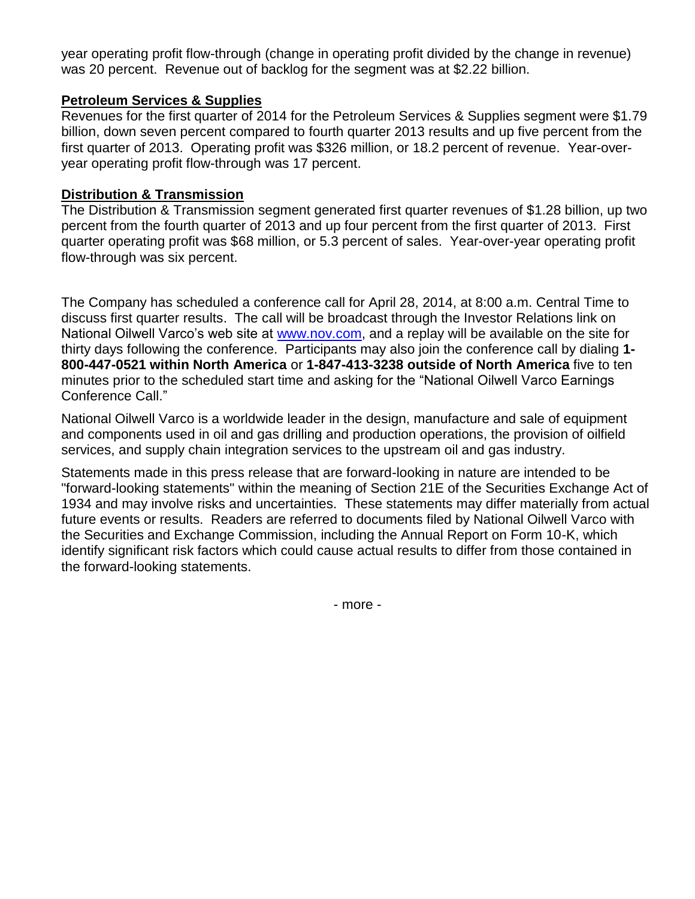year operating profit flow-through (change in operating profit divided by the change in revenue) was 20 percent. Revenue out of backlog for the segment was at $2.22 billion.

**Petroleum Services & Supplies**

Revenues for the first quarter of 2014 for the Petroleum Services & Supplies segment were $1.79 billion, down seven percent compared to fourth quarter 2013 results and up five percent from the first quarter of 2013. Operating profit was $326 million, or 18.2 percent of revenue. Year-over-year operating profit flow-through was 17 percent.

**Distribution & Transmission**

The Distribution & Transmission segment generated first quarter revenues of $1.28 billion, up two percent from the fourth quarter of 2013 and up four percent from the first quarter of 2013. First quarter operating profit was $68 million, or 5.3 percent of sales. Year-over-year operating profit flow-through was six percent.

The Company has scheduled a conference call for April 28, 2014, at 8:00 a.m. Central Time to discuss first quarter results. The call will be broadcast through the Investor Relations link on National Oilwell Varco's web site at www.nov.com, and a replay will be available on the site for thirty days following the conference. Participants may also join the conference call by dialing **1-800-447-0521 within North America** or **1-847-413-3238 outside of North America** five to ten minutes prior to the scheduled start time and asking for the "National Oilwell Varco Earnings Conference Call."

National Oilwell Varco is a worldwide leader in the design, manufacture and sale of equipment and components used in oil and gas drilling and production operations, the provision of oilfield services, and supply chain integration services to the upstream oil and gas industry.

Statements made in this press release that are forward-looking in nature are intended to be "forward-looking statements" within the meaning of Section 21E of the Securities Exchange Act of 1934 and may involve risks and uncertainties. These statements may differ materially from actual future events or results. Readers are referred to documents filed by National Oilwell Varco with the Securities and Exchange Commission, including the Annual Report on Form 10-K, which identify significant risk factors which could cause actual results to differ from those contained in the forward-looking statements.

- more -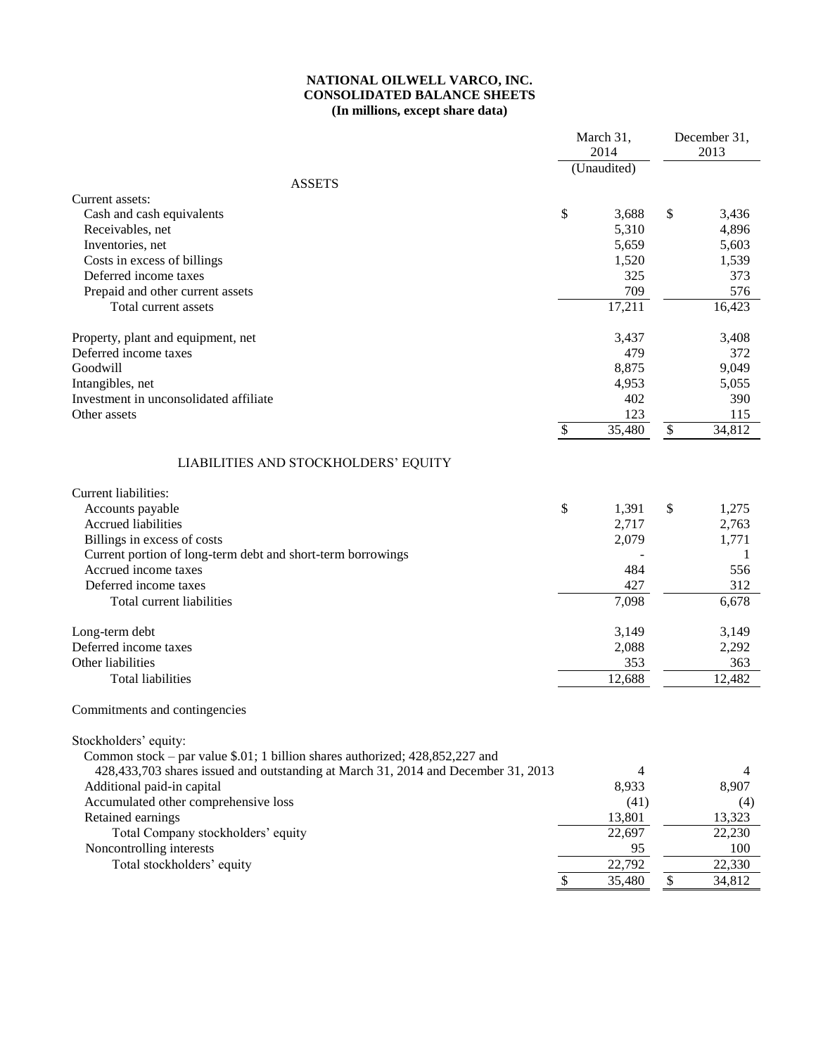**NATIONAL OILWELL VARCO, INC.**
**CONSOLIDATED BALANCE SHEETS**
**(In millions, except share data)**

| | March 31, 2014 (Unaudited) | December 31, 2013 |
|---|---|---|
| **ASSETS** | | |
| Current assets: | | |
| Cash and cash equivalents | $ 3,688 | $ 3,436 |
| Receivables, net | 5,310 | 4,896 |
| Inventories, net | 5,659 | 5,603 |
| Costs in excess of billings | 1,520 | 1,539 |
| Deferred income taxes | 325 | 373 |
| Prepaid and other current assets | 709 | 576 |
| Total current assets | 17,211 | 16,423 |
| Property, plant and equipment, net | 3,437 | 3,408 |
| Deferred income taxes | 479 | 372 |
| Goodwill | 8,875 | 9,049 |
| Intangibles, net | 4,953 | 5,055 |
| Investment in unconsolidated affiliate | 402 | 390 |
| Other assets | 123 | 115 |
| | $ 35,480 | $ 34,812 |
| **LIABILITIES AND STOCKHOLDERS' EQUITY** | | |
| Current liabilities: | | |
| Accounts payable | $ 1,391 | $ 1,275 |
| Accrued liabilities | 2,717 | 2,763 |
| Billings in excess of costs | 2,079 | 1,771 |
| Current portion of long-term debt and short-term borrowings | - | 1 |
| Accrued income taxes | 484 | 556 |
| Deferred income taxes | 427 | 312 |
| Total current liabilities | 7,098 | 6,678 |
| Long-term debt | 3,149 | 3,149 |
| Deferred income taxes | 2,088 | 2,292 |
| Other liabilities | 353 | 363 |
| Total liabilities | 12,688 | 12,482 |
| Commitments and contingencies | | |
| Stockholders' equity: | | |
| Common stock – par value $.01; 1 billion shares authorized; 428,852,227 and 428,433,703 shares issued and outstanding at March 31, 2014 and December 31, 2013 | 4 | 4 |
| Additional paid-in capital | 8,933 | 8,907 |
| Accumulated other comprehensive loss | (41) | (4) |
| Retained earnings | 13,801 | 13,323 |
| Total Company stockholders' equity | 22,697 | 22,230 |
| Noncontrolling interests | 95 | 100 |
| Total stockholders' equity | 22,792 | 22,330 |
| | $ 35,480 | $ 34,812 |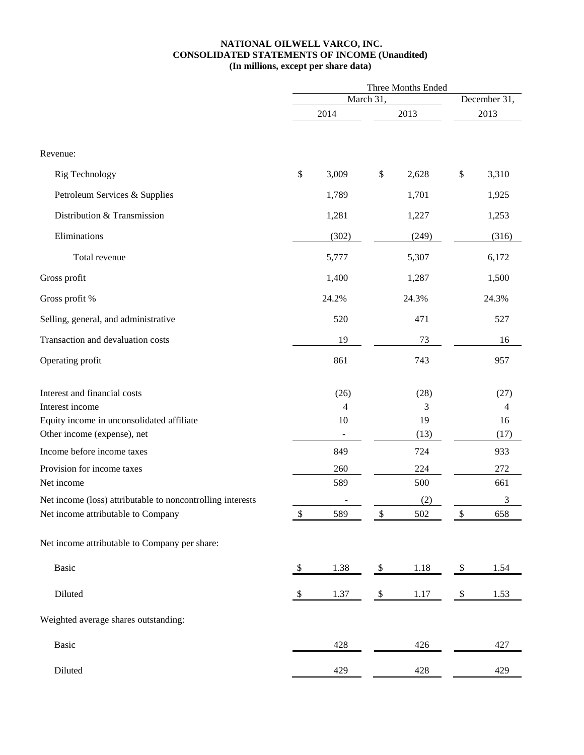**NATIONAL OILWELL VARCO, INC.**
**CONSOLIDATED STATEMENTS OF INCOME (Unaudited)**
**(In millions, except per share data)**

| | Three Months Ended | | |
|---|---|---|---|
| | March 31, | | December 31, |
| | 2014 | 2013 | 2013 |
| Revenue: | | | |
| Rig Technology | $ 3,009 | $ 2,628 | $ 3,310 |
| Petroleum Services & Supplies | 1,789 | 1,701 | 1,925 |
| Distribution & Transmission | 1,281 | 1,227 | 1,253 |
| Eliminations | (302) | (249) | (316) |
| Total revenue | 5,777 | 5,307 | 6,172 |
| Gross profit | 1,400 | 1,287 | 1,500 |
| Gross profit % | 24.2% | 24.3% | 24.3% |
| Selling, general, and administrative | 520 | 471 | 527 |
| Transaction and devaluation costs | 19 | 73 | 16 |
| Operating profit | 861 | 743 | 957 |
| Interest and financial costs | (26) | (28) | (27) |
| Interest income | 4 | 3 | 4 |
| Equity income in unconsolidated affiliate | 10 | 19 | 16 |
| Other income (expense), net | - | (13) | (17) |
| Income before income taxes | 849 | 724 | 933 |
| Provision for income taxes | 260 | 224 | 272 |
| Net income | 589 | 500 | 661 |
| Net income (loss) attributable to noncontrolling interests | - | (2) | 3 |
| Net income attributable to Company | $ 589 | $ 502 | $ 658 |
| Net income attributable to Company per share: | | | |
| Basic | $ 1.38 | $ 1.18 | $ 1.54 |
| Diluted | $ 1.37 | $ 1.17 | $ 1.53 |
| Weighted average shares outstanding: | | | |
| Basic | 428 | 426 | 427 |
| Diluted | 429 | 428 | 429 |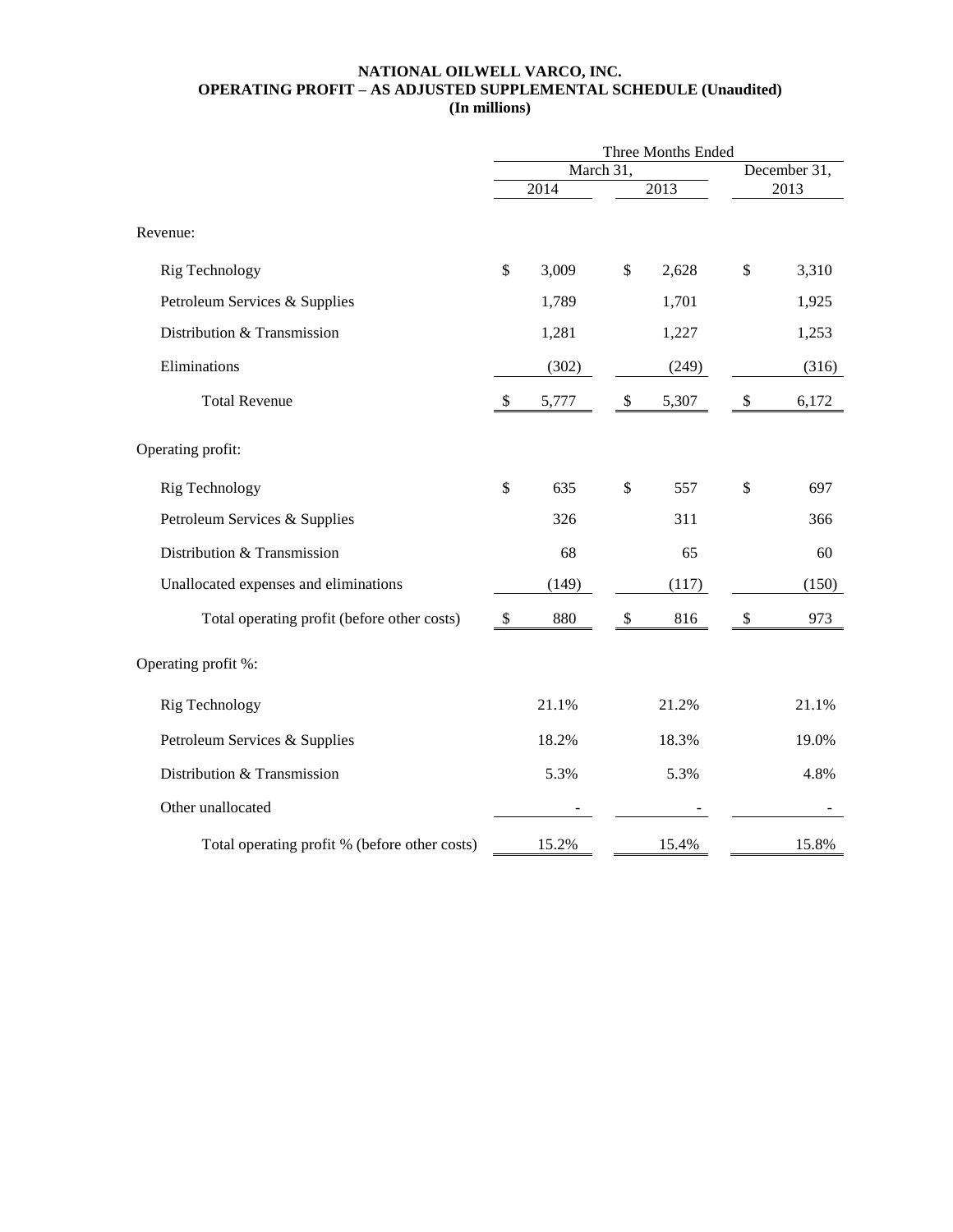**NATIONAL OILWELL VARCO, INC.**
**OPERATING PROFIT – AS ADJUSTED SUPPLEMENTAL SCHEDULE (Unaudited)**
**(In millions)**

| | Three Months Ended | | |
|---|---|---|---|
| | March 31, | | December 31, |
| | 2014 | 2013 | 2013 |
| Revenue: | | | |
| Rig Technology | $ 3,009 | $ 2,628 | $ 3,310 |
| Petroleum Services & Supplies | 1,789 | 1,701 | 1,925 |
| Distribution & Transmission | 1,281 | 1,227 | 1,253 |
| Eliminations | (302) | (249) | (316) |
| Total Revenue | $ 5,777 | $ 5,307 | $ 6,172 |
| Operating profit: | | | |
| Rig Technology | $ 635 | $ 557 | $ 697 |
| Petroleum Services & Supplies | 326 | 311 | 366 |
| Distribution & Transmission | 68 | 65 | 60 |
| Unallocated expenses and eliminations | (149) | (117) | (150) |
| Total operating profit (before other costs) | $ 880 | $ 816 | $ 973 |
| Operating profit %: | | | |
| Rig Technology | 21.1% | 21.2% | 21.1% |
| Petroleum Services & Supplies | 18.2% | 18.3% | 19.0% |
| Distribution & Transmission | 5.3% | 5.3% | 4.8% |
| Other unallocated | - | - | - |
| Total operating profit % (before other costs) | 15.2% | 15.4% | 15.8% |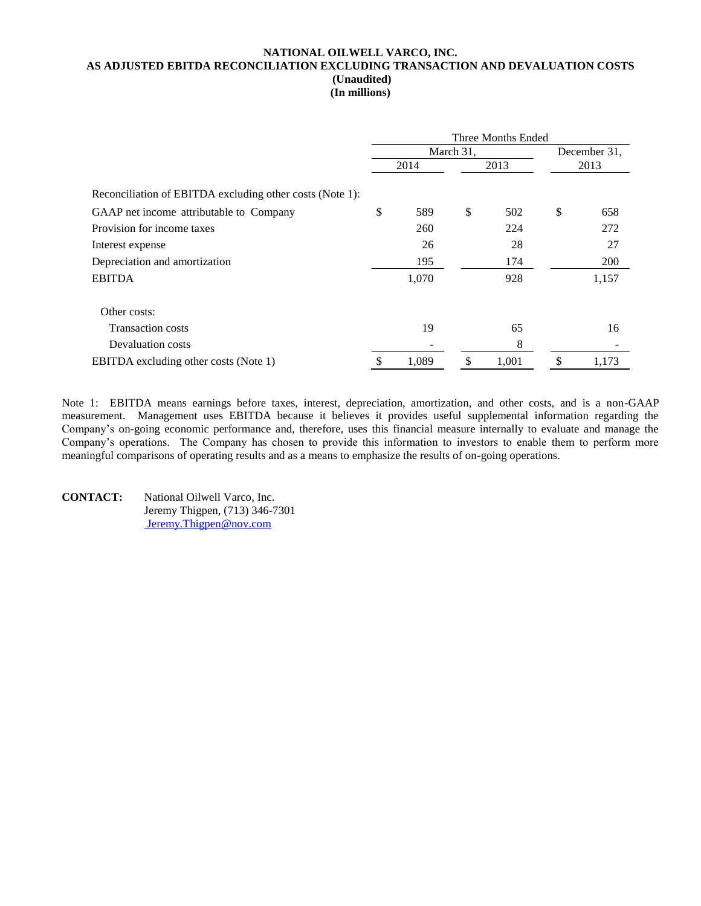**NATIONAL OILWELL VARCO, INC.**
**AS ADJUSTED EBITDA RECONCILIATION EXCLUDING TRANSACTION AND DEVALUATION COSTS**
**(Unaudited)**
**(In millions)**

| | Three Months Ended | | |
|---|---|---|---|
| | March 31, | | December 31, |
| | 2014 | 2013 | 2013 |
| Reconciliation of EBITDA excluding other costs (Note 1): | | | |
| GAAP net income attributable to Company | $ 589 | $ 502 | $ 658 |
| Provision for income taxes | 260 | 224 | 272 |
| Interest expense | 26 | 28 | 27 |
| Depreciation and amortization | 195 | 174 | 200 |
| EBITDA | 1,070 | 928 | 1,157 |
| Other costs: | | | |
| Transaction costs | 19 | 65 | 16 |
| Devaluation costs | - | 8 | - |
| EBITDA excluding other costs (Note 1) | $ 1,089 | $ 1,001 | $ 1,173 |

Note 1: EBITDA means earnings before taxes, interest, depreciation, amortization, and other costs, and is a non-GAAP measurement. Management uses EBITDA because it believes it provides useful supplemental information regarding the Company's on-going economic performance and, therefore, uses this financial measure internally to evaluate and manage the Company's operations. The Company has chosen to provide this information to investors to enable them to perform more meaningful comparisons of operating results and as a means to emphasize the results of on-going operations.

**CONTACT:** National Oilwell Varco, Inc.
Jeremy Thigpen, (713) 346-7301
Jeremy.Thigpen@nov.com